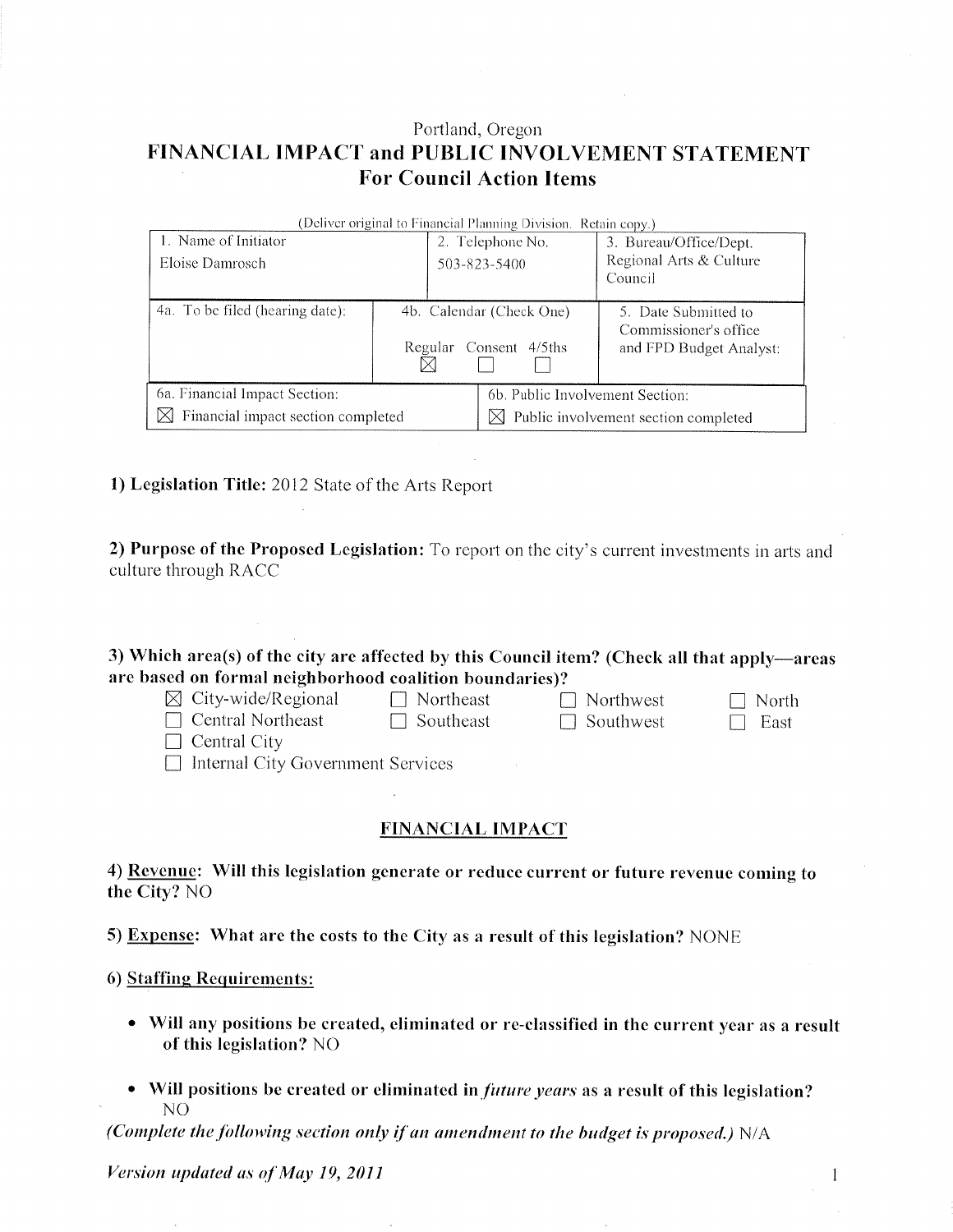Portland, Oregon

# FINANCIAL IMPACT and PUBLIC INVOLVEMENT STATEMENT
## For Council Action Items

(Deliver original to Financial Planning Division. Retain copy.)

| 1. Name of Initiator | 2. Telephone No. | 3. Bureau/Office/Dept. |
|---|---|---|
| Eloise Damrosch | 503-823-5400 | Regional Arts & Culture Council |
| 4a. To be filed (hearing date): | 4b. Calendar (Check One) Regular ☒ Consent ☐ 4/5ths ☐ | 5. Date Submitted to Commissioner's office and FPD Budget Analyst: |
| 6a. Financial Impact Section: ☒ Financial impact section completed | 6b. Public Involvement Section: ☒ Public involvement section completed | |

**1) Legislation Title:** 2012 State of the Arts Report

**2) Purpose of the Proposed Legislation:** To report on the city's current investments in arts and culture through RACC

**3) Which area(s) of the city are affected by this Council item? (Check all that apply—areas are based on formal neighborhood coalition boundaries)?**

| | | | |
|---|---|---|---|
| ☒ City-wide/Regional | ☐ Northeast | ☐ Northwest | ☐ North |
| ☐ Central Northeast | ☐ Southeast | ☐ Southwest | ☐ East |
| ☐ Central City | | | |
| ☐ Internal City Government Services | | | |

## FINANCIAL IMPACT

**4) Revenue: Will this legislation generate or reduce current or future revenue coming to the City?** NO

**5) Expense: What are the costs to the City as a result of this legislation?** NONE

**6) Staffing Requirements:**

- **Will any positions be created, eliminated or re-classified in the current year as a result of this legislation?** NO
- **Will positions be created or eliminated in *future years* as a result of this legislation?** NO

***(Complete the following section only if an amendment to the budget is proposed.)*** N/A

***Version updated as of May 19, 2011***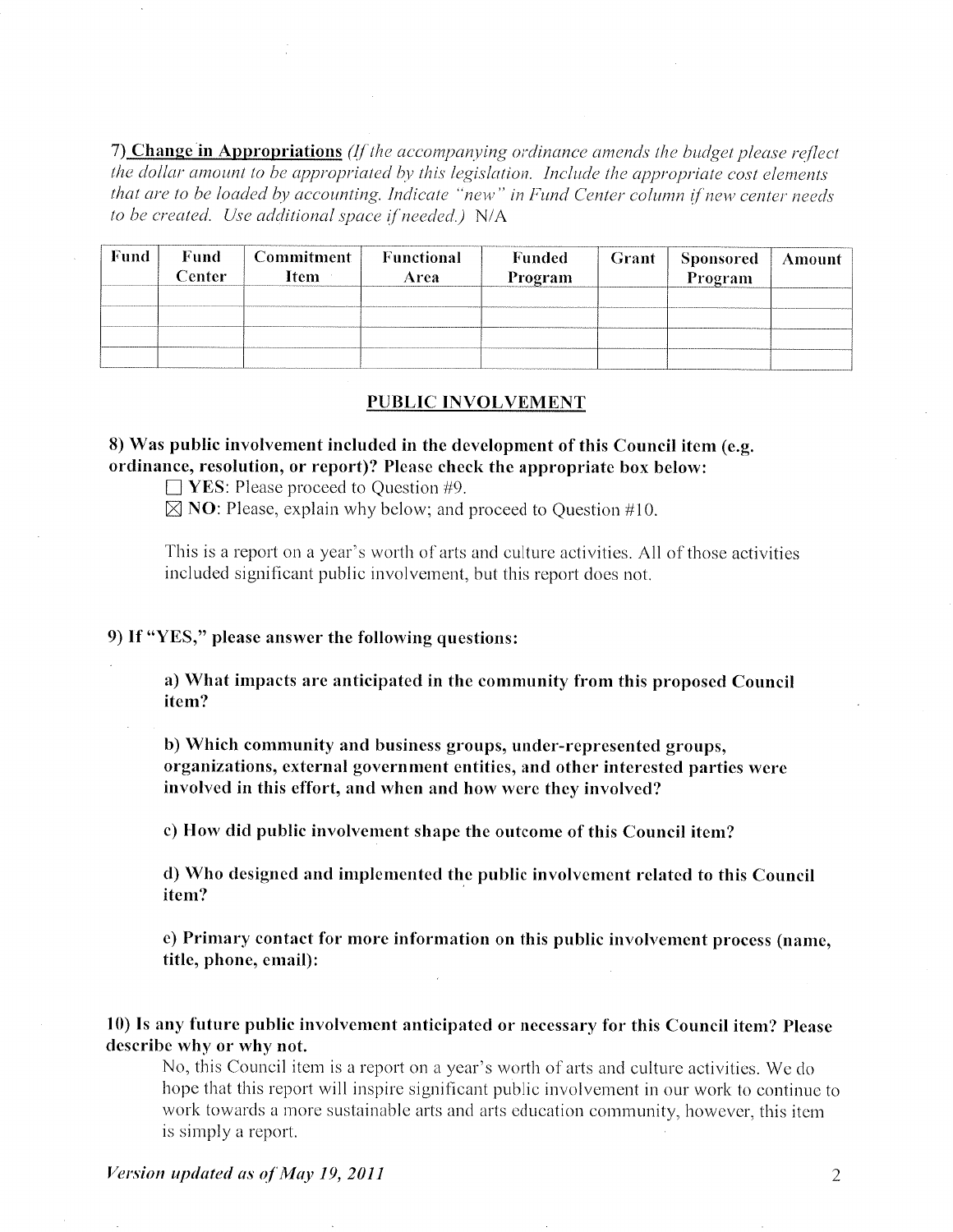**7) Change in Appropriations** *(If the accompanying ordinance amends the budget please reflect the dollar amount to be appropriated by this legislation. Include the appropriate cost elements that are to be loaded by accounting. Indicate "new" in Fund Center column if new center needs to be created. Use additional space if needed.)* N/A

| Fund | Fund Center | Commitment Item | Functional Area | Funded Program | Grant | Sponsored Program | Amount |
|---|---|---|---|---|---|---|---|
| | | | | | | | |
| | | | | | | | |
| | | | | | | | |
| | | | | | | | |

## PUBLIC INVOLVEMENT

**8) Was public involvement included in the development of this Council item (e.g. ordinance, resolution, or report)? Please check the appropriate box below:**

☐ **YES**: Please proceed to Question #9.

☒ **NO**: Please, explain why below; and proceed to Question #10.

This is a report on a year's worth of arts and culture activities. All of those activities included significant public involvement, but this report does not.

**9) If "YES," please answer the following questions:**

**a) What impacts are anticipated in the community from this proposed Council item?**

**b) Which community and business groups, under-represented groups, organizations, external government entities, and other interested parties were involved in this effort, and when and how were they involved?**

**c) How did public involvement shape the outcome of this Council item?**

**d) Who designed and implemented the public involvement related to this Council item?**

**e) Primary contact for more information on this public involvement process (name, title, phone, email):**

**10) Is any future public involvement anticipated or necessary for this Council item? Please describe why or why not.**

No, this Council item is a report on a year's worth of arts and culture activities. We do hope that this report will inspire significant public involvement in our work to continue to work towards a more sustainable arts and arts education community, however, this item is simply a report.

***Version updated as of May 19, 2011***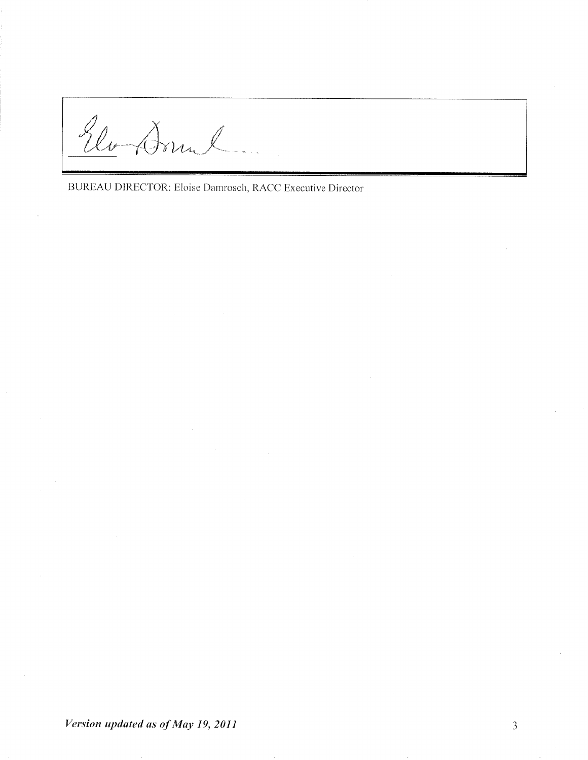BUREAU DIRECTOR: Eloise Damrosch, RACC Executive Director

*Version updated as of May 19, 2011*